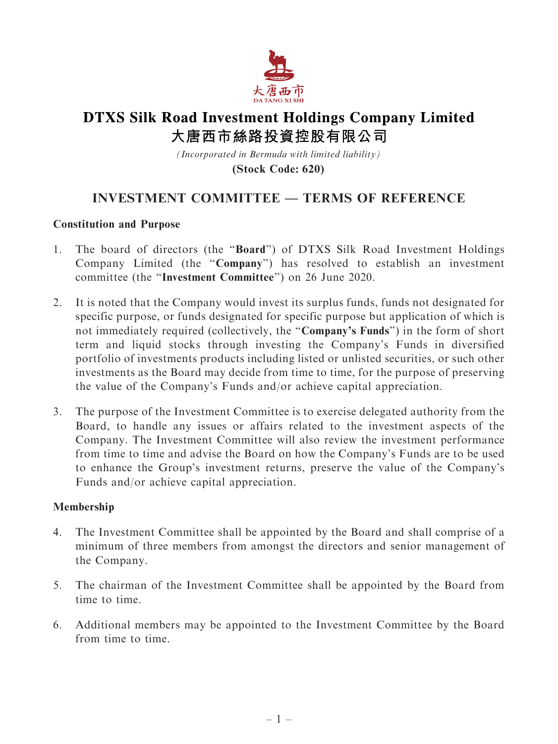大唐西市

DA TANG XI SHI

# DTXS Silk Road Investment Holdings Company Limited
# 大唐西市絲路投資控股有限公司

*(Incorporated in Bermuda with limited liability)*

**(Stock Code: 620)**

## INVESTMENT COMMITTEE — TERMS OF REFERENCE

### Constitution and Purpose

1. The board of directors (the "**Board**") of DTXS Silk Road Investment Holdings Company Limited (the "**Company**") has resolved to establish an investment committee (the "**Investment Committee**") on 26 June 2020.

2. It is noted that the Company would invest its surplus funds, funds not designated for specific purpose, or funds designated for specific purpose but application of which is not immediately required (collectively, the "**Company's Funds**") in the form of short term and liquid stocks through investing the Company's Funds in diversified portfolio of investments products including listed or unlisted securities, or such other investments as the Board may decide from time to time, for the purpose of preserving the value of the Company's Funds and/or achieve capital appreciation.

3. The purpose of the Investment Committee is to exercise delegated authority from the Board, to handle any issues or affairs related to the investment aspects of the Company. The Investment Committee will also review the investment performance from time to time and advise the Board on how the Company's Funds are to be used to enhance the Group's investment returns, preserve the value of the Company's Funds and/or achieve capital appreciation.

### Membership

4. The Investment Committee shall be appointed by the Board and shall comprise of a minimum of three members from amongst the directors and senior management of the Company.

5. The chairman of the Investment Committee shall be appointed by the Board from time to time.

6. Additional members may be appointed to the Investment Committee by the Board from time to time.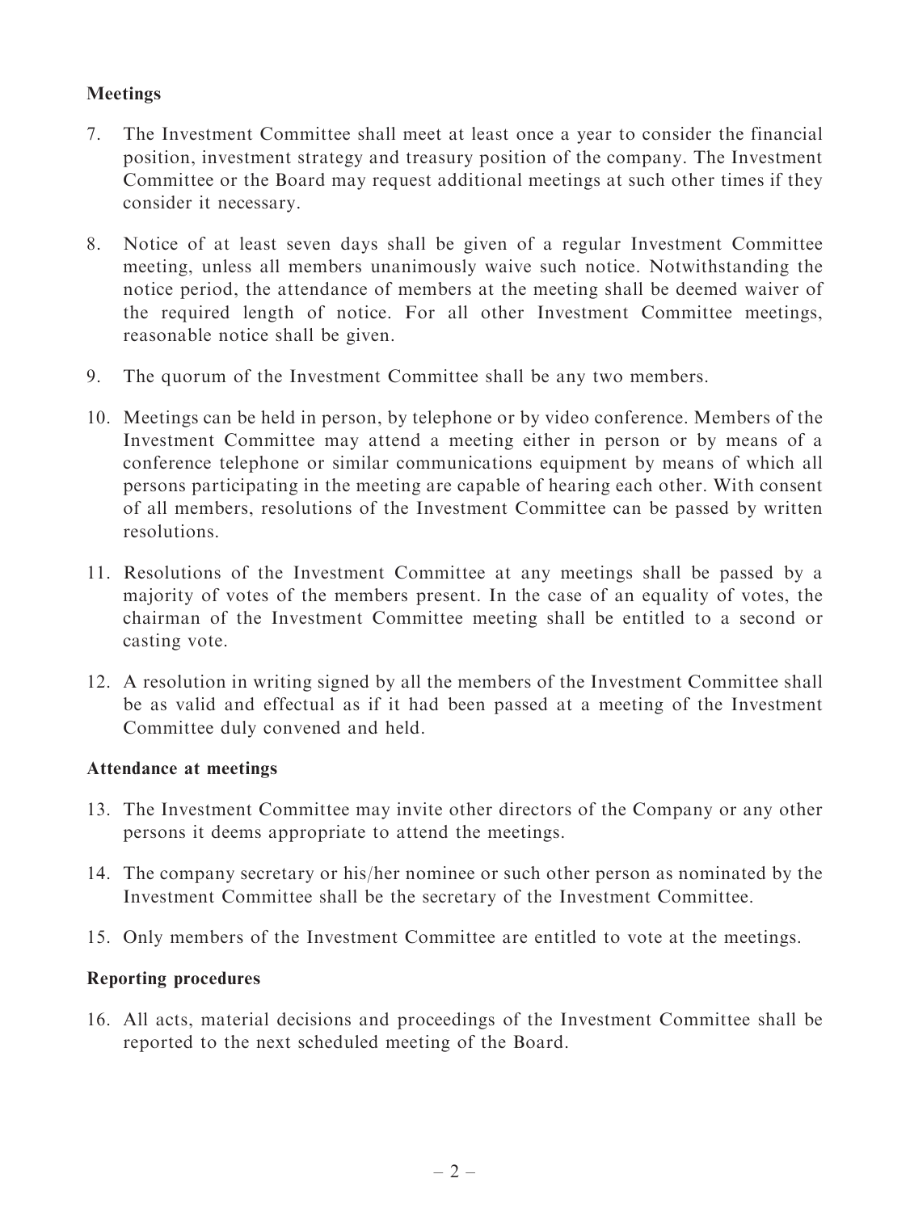**Meetings**

7. The Investment Committee shall meet at least once a year to consider the financial position, investment strategy and treasury position of the company. The Investment Committee or the Board may request additional meetings at such other times if they consider it necessary.

8. Notice of at least seven days shall be given of a regular Investment Committee meeting, unless all members unanimously waive such notice. Notwithstanding the notice period, the attendance of members at the meeting shall be deemed waiver of the required length of notice. For all other Investment Committee meetings, reasonable notice shall be given.

9. The quorum of the Investment Committee shall be any two members.

10. Meetings can be held in person, by telephone or by video conference. Members of the Investment Committee may attend a meeting either in person or by means of a conference telephone or similar communications equipment by means of which all persons participating in the meeting are capable of hearing each other. With consent of all members, resolutions of the Investment Committee can be passed by written resolutions.

11. Resolutions of the Investment Committee at any meetings shall be passed by a majority of votes of the members present. In the case of an equality of votes, the chairman of the Investment Committee meeting shall be entitled to a second or casting vote.

12. A resolution in writing signed by all the members of the Investment Committee shall be as valid and effectual as if it had been passed at a meeting of the Investment Committee duly convened and held.

**Attendance at meetings**

13. The Investment Committee may invite other directors of the Company or any other persons it deems appropriate to attend the meetings.

14. The company secretary or his/her nominee or such other person as nominated by the Investment Committee shall be the secretary of the Investment Committee.

15. Only members of the Investment Committee are entitled to vote at the meetings.

**Reporting procedures**

16. All acts, material decisions and proceedings of the Investment Committee shall be reported to the next scheduled meeting of the Board.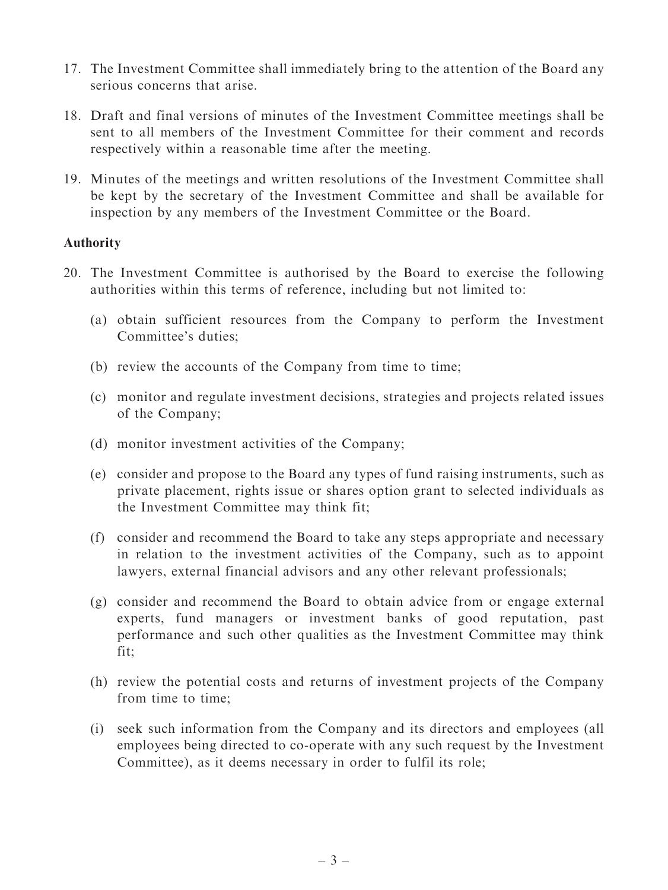17. The Investment Committee shall immediately bring to the attention of the Board any serious concerns that arise.

18. Draft and final versions of minutes of the Investment Committee meetings shall be sent to all members of the Investment Committee for their comment and records respectively within a reasonable time after the meeting.

19. Minutes of the meetings and written resolutions of the Investment Committee shall be kept by the secretary of the Investment Committee and shall be available for inspection by any members of the Investment Committee or the Board.

**Authority**

20. The Investment Committee is authorised by the Board to exercise the following authorities within this terms of reference, including but not limited to:

    (a) obtain sufficient resources from the Company to perform the Investment Committee's duties;

    (b) review the accounts of the Company from time to time;

    (c) monitor and regulate investment decisions, strategies and projects related issues of the Company;

    (d) monitor investment activities of the Company;

    (e) consider and propose to the Board any types of fund raising instruments, such as private placement, rights issue or shares option grant to selected individuals as the Investment Committee may think fit;

    (f) consider and recommend the Board to take any steps appropriate and necessary in relation to the investment activities of the Company, such as to appoint lawyers, external financial advisors and any other relevant professionals;

    (g) consider and recommend the Board to obtain advice from or engage external experts, fund managers or investment banks of good reputation, past performance and such other qualities as the Investment Committee may think fit;

    (h) review the potential costs and returns of investment projects of the Company from time to time;

    (i) seek such information from the Company and its directors and employees (all employees being directed to co-operate with any such request by the Investment Committee), as it deems necessary in order to fulfil its role;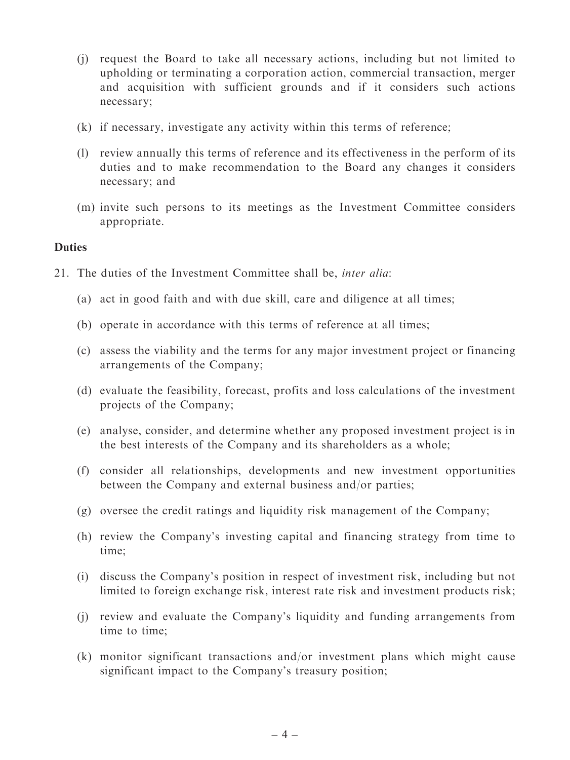(j) request the Board to take all necessary actions, including but not limited to upholding or terminating a corporation action, commercial transaction, merger and acquisition with sufficient grounds and if it considers such actions necessary;

(k) if necessary, investigate any activity within this terms of reference;

(l) review annually this terms of reference and its effectiveness in the perform of its duties and to make recommendation to the Board any changes it considers necessary; and

(m) invite such persons to its meetings as the Investment Committee considers appropriate.

**Duties**

21. The duties of the Investment Committee shall be, *inter alia*:

    (a) act in good faith and with due skill, care and diligence at all times;

    (b) operate in accordance with this terms of reference at all times;

    (c) assess the viability and the terms for any major investment project or financing arrangements of the Company;

    (d) evaluate the feasibility, forecast, profits and loss calculations of the investment projects of the Company;

    (e) analyse, consider, and determine whether any proposed investment project is in the best interests of the Company and its shareholders as a whole;

    (f) consider all relationships, developments and new investment opportunities between the Company and external business and/or parties;

    (g) oversee the credit ratings and liquidity risk management of the Company;

    (h) review the Company's investing capital and financing strategy from time to time;

    (i) discuss the Company's position in respect of investment risk, including but not limited to foreign exchange risk, interest rate risk and investment products risk;

    (j) review and evaluate the Company's liquidity and funding arrangements from time to time;

    (k) monitor significant transactions and/or investment plans which might cause significant impact to the Company's treasury position;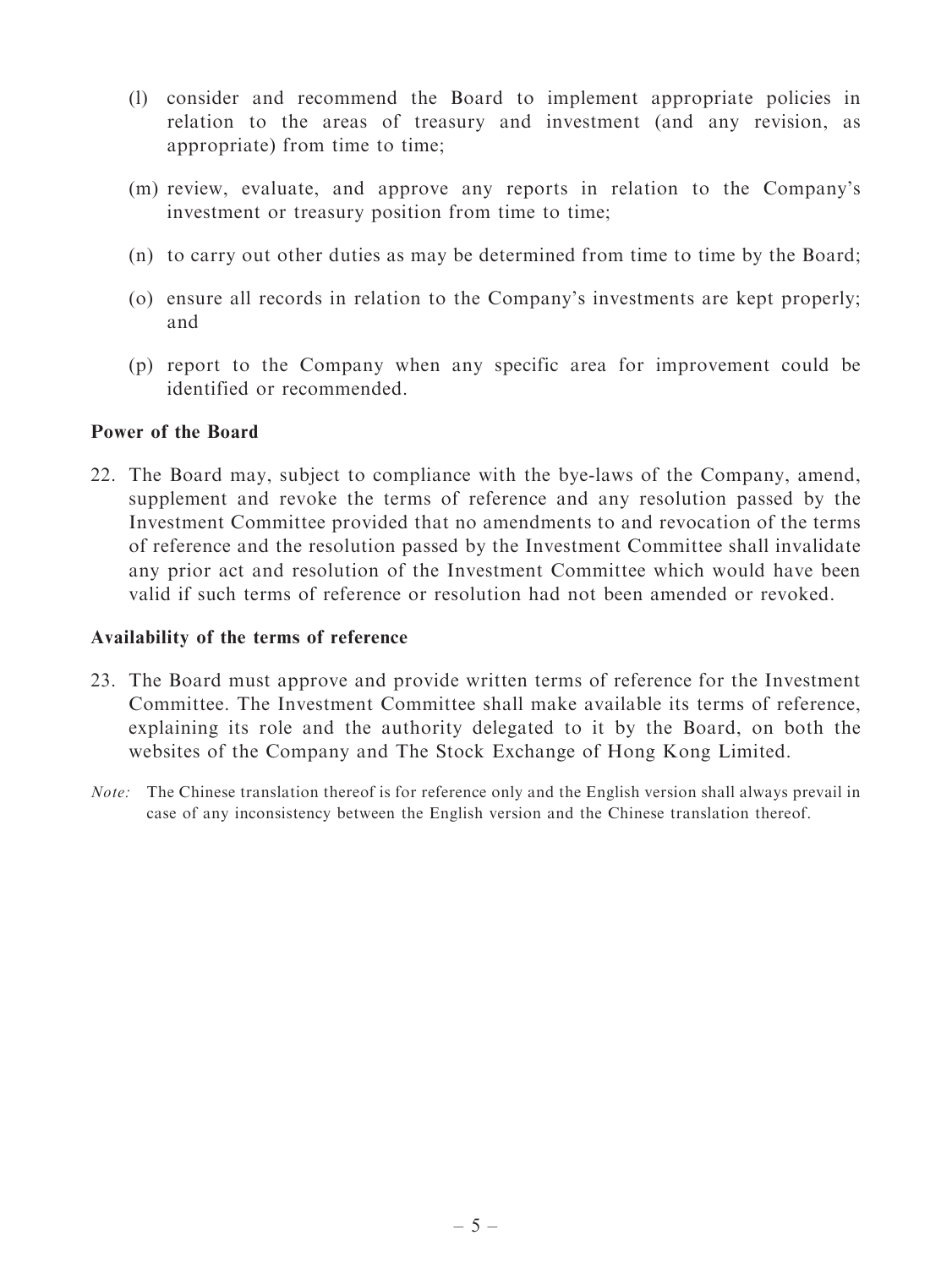(l) consider and recommend the Board to implement appropriate policies in relation to the areas of treasury and investment (and any revision, as appropriate) from time to time;

(m) review, evaluate, and approve any reports in relation to the Company's investment or treasury position from time to time;

(n) to carry out other duties as may be determined from time to time by the Board;

(o) ensure all records in relation to the Company's investments are kept properly; and

(p) report to the Company when any specific area for improvement could be identified or recommended.

**Power of the Board**

22. The Board may, subject to compliance with the bye-laws of the Company, amend, supplement and revoke the terms of reference and any resolution passed by the Investment Committee provided that no amendments to and revocation of the terms of reference and the resolution passed by the Investment Committee shall invalidate any prior act and resolution of the Investment Committee which would have been valid if such terms of reference or resolution had not been amended or revoked.

**Availability of the terms of reference**

23. The Board must approve and provide written terms of reference for the Investment Committee. The Investment Committee shall make available its terms of reference, explaining its role and the authority delegated to it by the Board, on both the websites of the Company and The Stock Exchange of Hong Kong Limited.

*Note:* The Chinese translation thereof is for reference only and the English version shall always prevail in case of any inconsistency between the English version and the Chinese translation thereof.